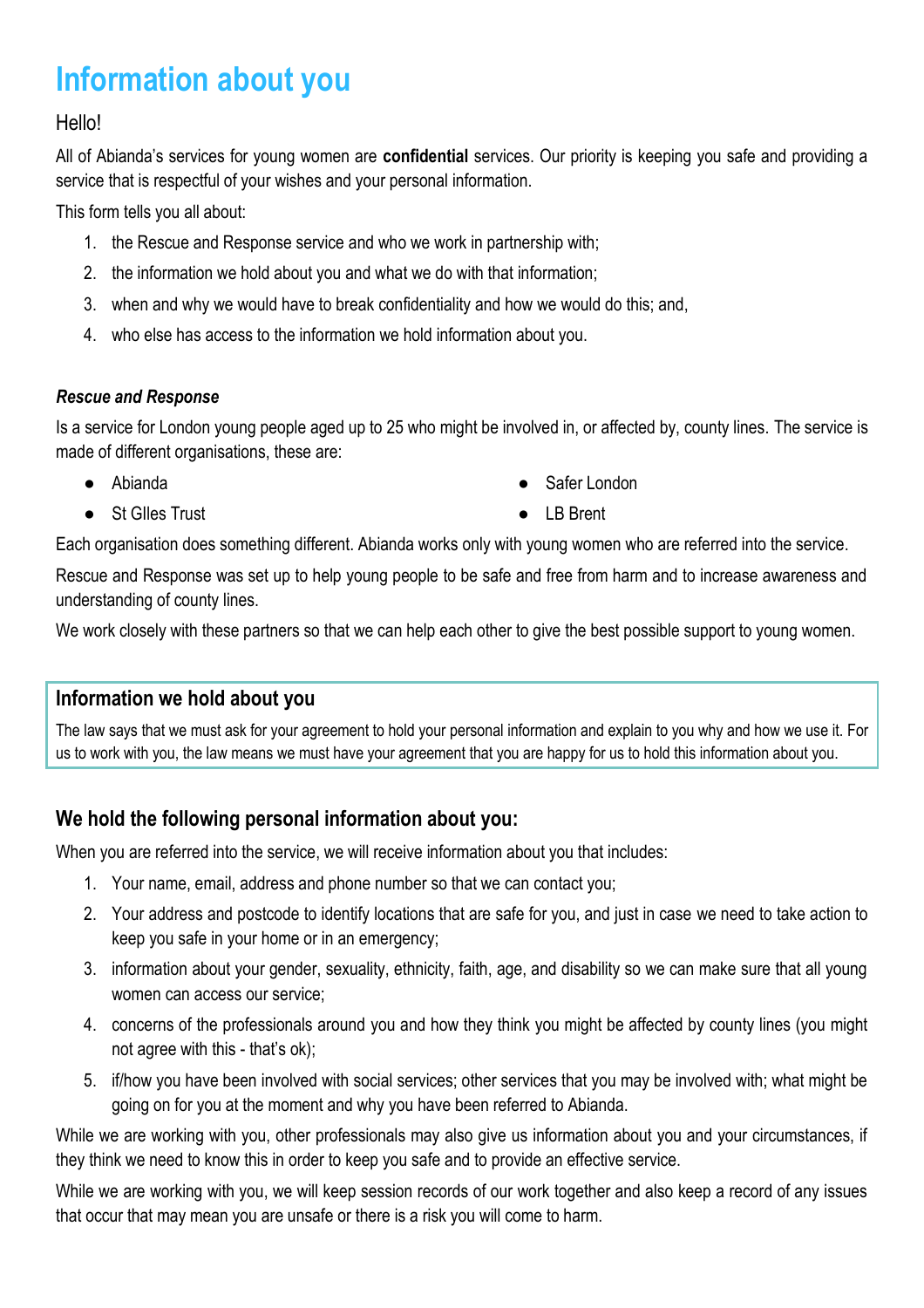# Information about you

Hello!

All of Abianda's services for young women are **confidential** services. Our priority is keeping you safe and providing a service that is respectful of your wishes and your personal information.

This form tells you all about:

1. the Rescue and Response service and who we work in partnership with;
2. the information we hold about you and what we do with that information;
3. when and why we would have to break confidentiality and how we would do this; and,
4. who else has access to the information we hold information about you.

### *Rescue and Response*

Is a service for London young people aged up to 25 who might be involved in, or affected by, county lines. The service is made of different organisations, these are:

- Abianda
- St GIles Trust
- Safer London
- LB Brent

Each organisation does something different. Abianda works only with young women who are referred into the service.

Rescue and Response was set up to help young people to be safe and free from harm and to increase awareness and understanding of county lines.

We work closely with these partners so that we can help each other to give the best possible support to young women.

## Information we hold about you

The law says that we must ask for your agreement to hold your personal information and explain to you why and how we use it. For us to work with you, the law means we must have your agreement that you are happy for us to hold this information about you.

## We hold the following personal information about you:

When you are referred into the service, we will receive information about you that includes:

1. Your name, email, address and phone number so that we can contact you;
2. Your address and postcode to identify locations that are safe for you, and just in case we need to take action to keep you safe in your home or in an emergency;
3. information about your gender, sexuality, ethnicity, faith, age, and disability so we can make sure that all young women can access our service;
4. concerns of the professionals around you and how they think you might be affected by county lines (you might not agree with this - that's ok);
5. if/how you have been involved with social services; other services that you may be involved with; what might be going on for you at the moment and why you have been referred to Abianda.

While we are working with you, other professionals may also give us information about you and your circumstances, if they think we need to know this in order to keep you safe and to provide an effective service.

While we are working with you, we will keep session records of our work together and also keep a record of any issues that occur that may mean you are unsafe or there is a risk you will come to harm.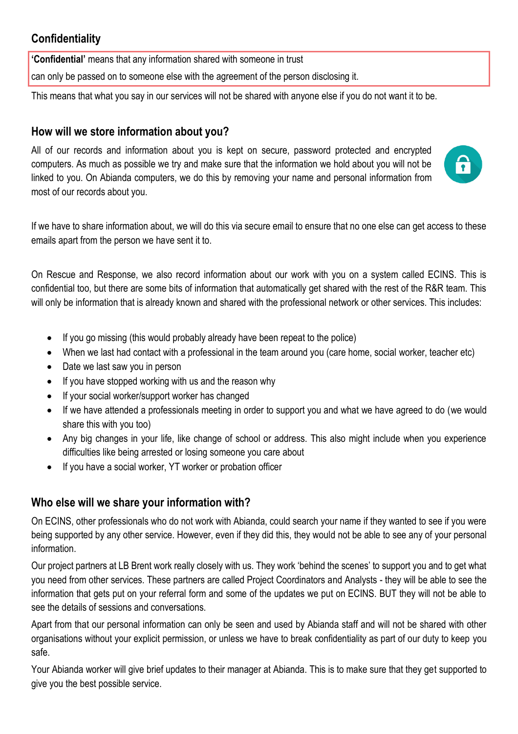## Confidentiality

**'Confidential'** means that any information shared with someone in trust can only be passed on to someone else with the agreement of the person disclosing it.

This means that what you say in our services will not be shared with anyone else if you do not want it to be.

### How will we store information about you?

All of our records and information about you is kept on secure, password protected and encrypted computers. As much as possible we try and make sure that the information we hold about you will not be linked to you. On Abianda computers, we do this by removing your name and personal information from most of our records about you.

If we have to share information about, we will do this via secure email to ensure that no one else can get access to these emails apart from the person we have sent it to.

On Rescue and Response, we also record information about our work with you on a system called ECINS. This is confidential too, but there are some bits of information that automatically get shared with the rest of the R&R team. This will only be information that is already known and shared with the professional network or other services. This includes:

- If you go missing (this would probably already have been repeat to the police)
- When we last had contact with a professional in the team around you (care home, social worker, teacher etc)
- Date we last saw you in person
- If you have stopped working with us and the reason why
- If your social worker/support worker has changed
- If we have attended a professionals meeting in order to support you and what we have agreed to do (we would share this with you too)
- Any big changes in your life, like change of school or address. This also might include when you experience difficulties like being arrested or losing someone you care about
- If you have a social worker, YT worker or probation officer

### Who else will we share your information with?

On ECINS, other professionals who do not work with Abianda, could search your name if they wanted to see if you were being supported by any other service. However, even if they did this, they would not be able to see any of your personal information.

Our project partners at LB Brent work really closely with us. They work 'behind the scenes' to support you and to get what you need from other services. These partners are called Project Coordinators and Analysts - they will be able to see the information that gets put on your referral form and some of the updates we put on ECINS. BUT they will not be able to see the details of sessions and conversations.

Apart from that our personal information can only be seen and used by Abianda staff and will not be shared with other organisations without your explicit permission, or unless we have to break confidentiality as part of our duty to keep you safe.

Your Abianda worker will give brief updates to their manager at Abianda. This is to make sure that they get supported to give you the best possible service.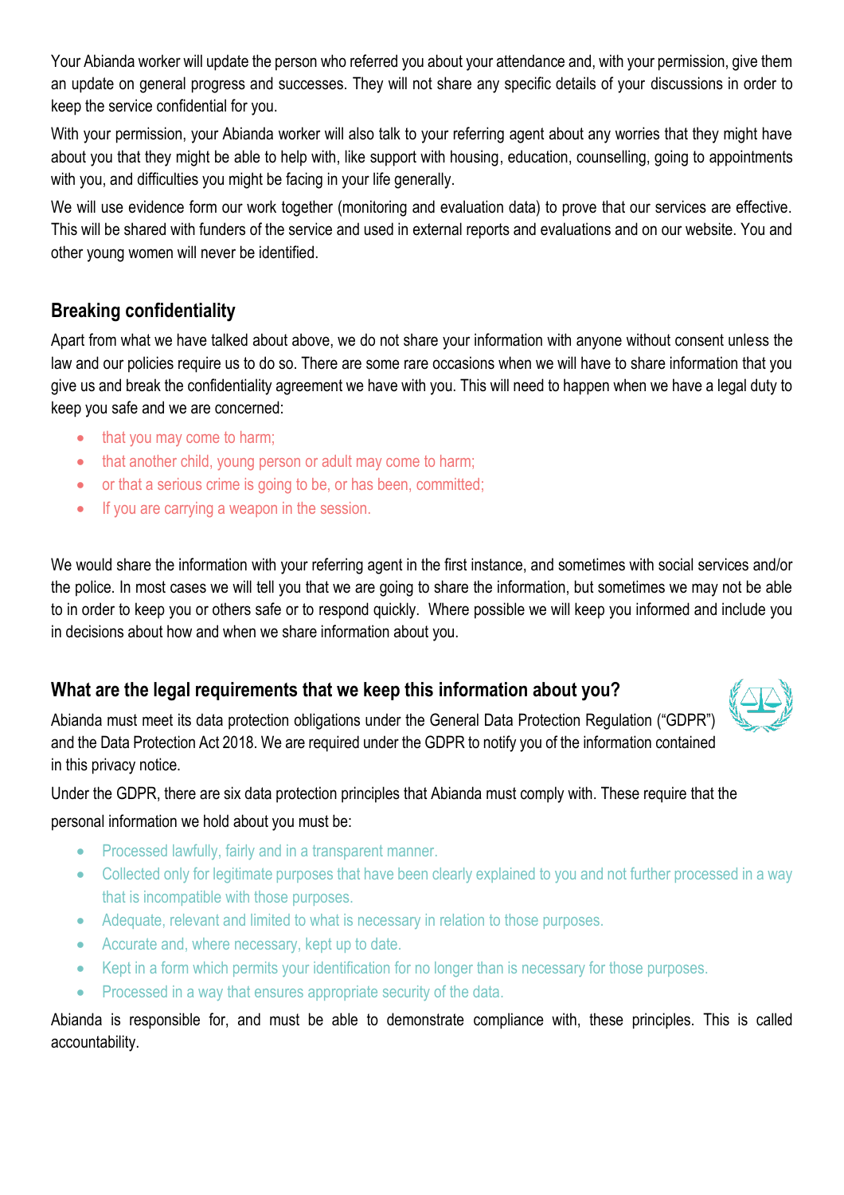Your Abianda worker will update the person who referred you about your attendance and, with your permission, give them an update on general progress and successes. They will not share any specific details of your discussions in order to keep the service confidential for you.

With your permission, your Abianda worker will also talk to your referring agent about any worries that they might have about you that they might be able to help with, like support with housing, education, counselling, going to appointments with you, and difficulties you might be facing in your life generally.

We will use evidence form our work together (monitoring and evaluation data) to prove that our services are effective. This will be shared with funders of the service and used in external reports and evaluations and on our website. You and other young women will never be identified.

## Breaking confidentiality

Apart from what we have talked about above, we do not share your information with anyone without consent unless the law and our policies require us to do so. There are some rare occasions when we will have to share information that you give us and break the confidentiality agreement we have with you. This will need to happen when we have a legal duty to keep you safe and we are concerned:

- that you may come to harm;
- that another child, young person or adult may come to harm;
- or that a serious crime is going to be, or has been, committed;
- If you are carrying a weapon in the session.

We would share the information with your referring agent in the first instance, and sometimes with social services and/or the police. In most cases we will tell you that we are going to share the information, but sometimes we may not be able to in order to keep you or others safe or to respond quickly. Where possible we will keep you informed and include you in decisions about how and when we share information about you.

## What are the legal requirements that we keep this information about you?

Abianda must meet its data protection obligations under the General Data Protection Regulation ("GDPR") and the Data Protection Act 2018. We are required under the GDPR to notify you of the information contained in this privacy notice.

Under the GDPR, there are six data protection principles that Abianda must comply with. These require that the personal information we hold about you must be:

- Processed lawfully, fairly and in a transparent manner.
- Collected only for legitimate purposes that have been clearly explained to you and not further processed in a way that is incompatible with those purposes.
- Adequate, relevant and limited to what is necessary in relation to those purposes.
- Accurate and, where necessary, kept up to date.
- Kept in a form which permits your identification for no longer than is necessary for those purposes.
- Processed in a way that ensures appropriate security of the data.

Abianda is responsible for, and must be able to demonstrate compliance with, these principles. This is called accountability.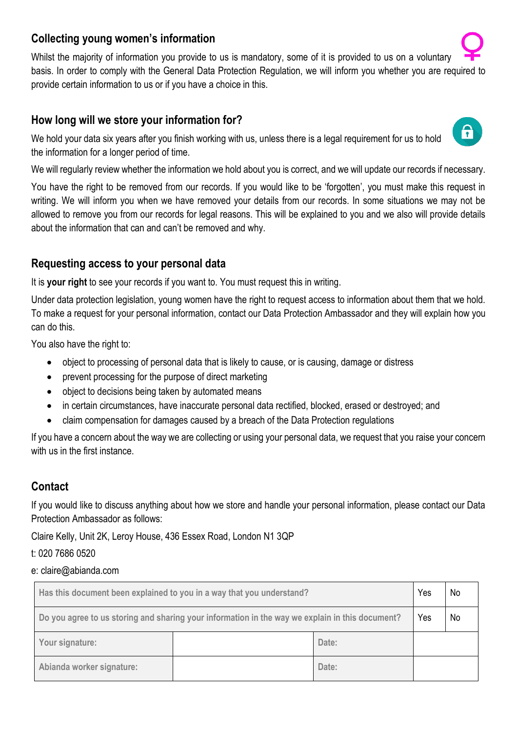## Collecting young women's information

Whilst the majority of information you provide to us is mandatory, some of it is provided to us on a voluntary basis. In order to comply with the General Data Protection Regulation, we will inform you whether you are required to provide certain information to us or if you have a choice in this.

## How long will we store your information for?

We hold your data six years after you finish working with us, unless there is a legal requirement for us to hold the information for a longer period of time.

We will regularly review whether the information we hold about you is correct, and we will update our records if necessary.

You have the right to be removed from our records. If you would like to be 'forgotten', you must make this request in writing. We will inform you when we have removed your details from our records. In some situations we may not be allowed to remove you from our records for legal reasons. This will be explained to you and we also will provide details about the information that can and can't be removed and why.

## Requesting access to your personal data

It is **your right** to see your records if you want to. You must request this in writing.

Under data protection legislation, young women have the right to request access to information about them that we hold. To make a request for your personal information, contact our Data Protection Ambassador and they will explain how you can do this.

You also have the right to:

- object to processing of personal data that is likely to cause, or is causing, damage or distress
- prevent processing for the purpose of direct marketing
- object to decisions being taken by automated means
- in certain circumstances, have inaccurate personal data rectified, blocked, erased or destroyed; and
- claim compensation for damages caused by a breach of the Data Protection regulations

If you have a concern about the way we are collecting or using your personal data, we request that you raise your concern with us in the first instance.

## Contact

If you would like to discuss anything about how we store and handle your personal information, please contact our Data Protection Ambassador as follows:

Claire Kelly, Unit 2K, Leroy House, 436 Essex Road, London N1 3QP

t: 020 7686 0520

e: claire@abianda.com

| | | | | |
|---|---|---|---|---|
| **Has this document been explained to you in a way that you understand?** | | | Yes | No |
| **Do you agree to us storing and sharing your information in the way we explain in this document?** | | | Yes | No |
| **Your signature:** | | **Date:** | | |
| **Abianda worker signature:** | | **Date:** | | |